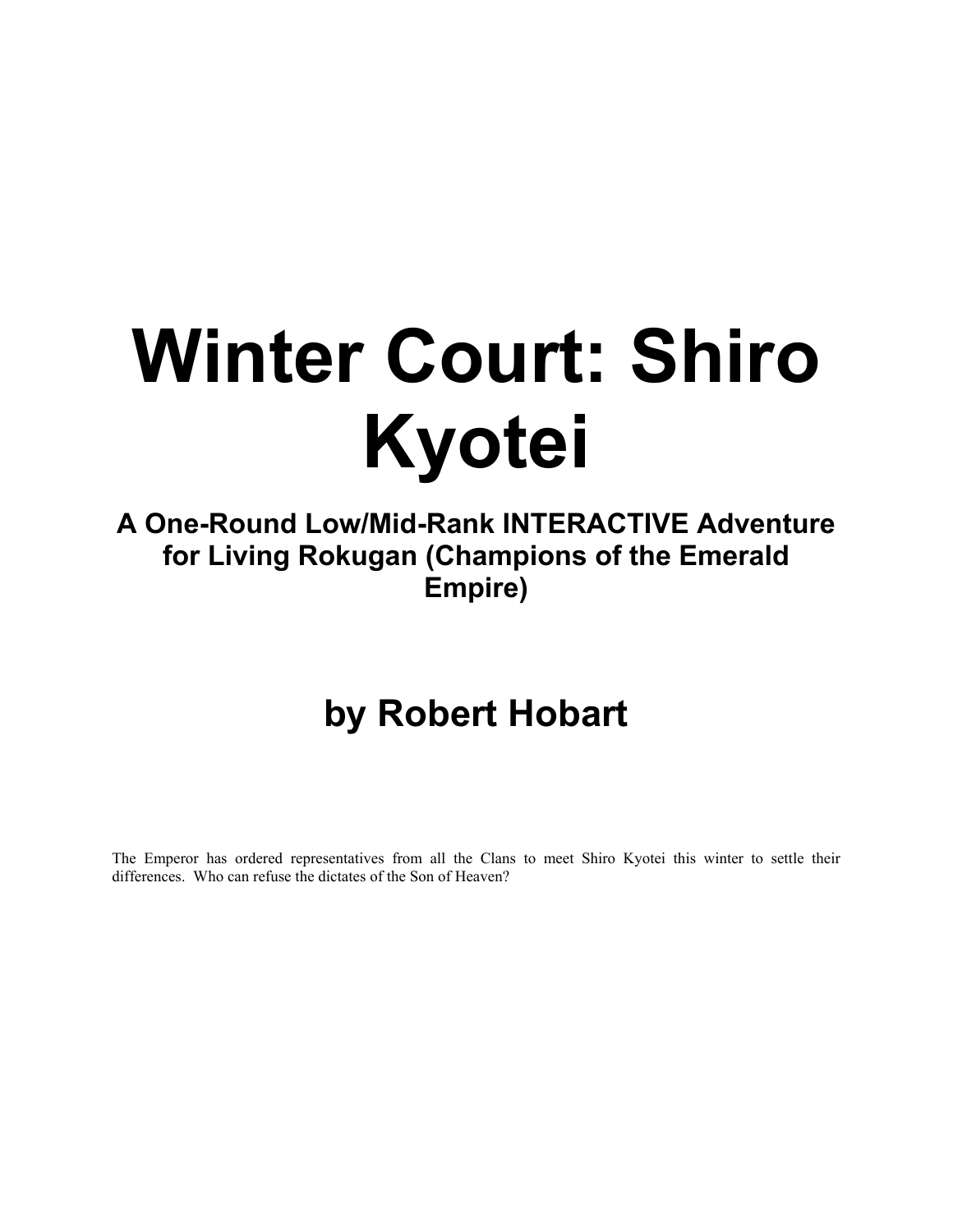# Winter Court: Shiro Kyotei

**A One-Round Low/Mid-Rank INTERACTIVE Adventure for Living Rokugan (Champions of the Emerald Empire)**

## by Robert Hobart

The Emperor has ordered representatives from all the Clans to meet Shiro Kyotei this winter to settle their differences. Who can refuse the dictates of the Son of Heaven?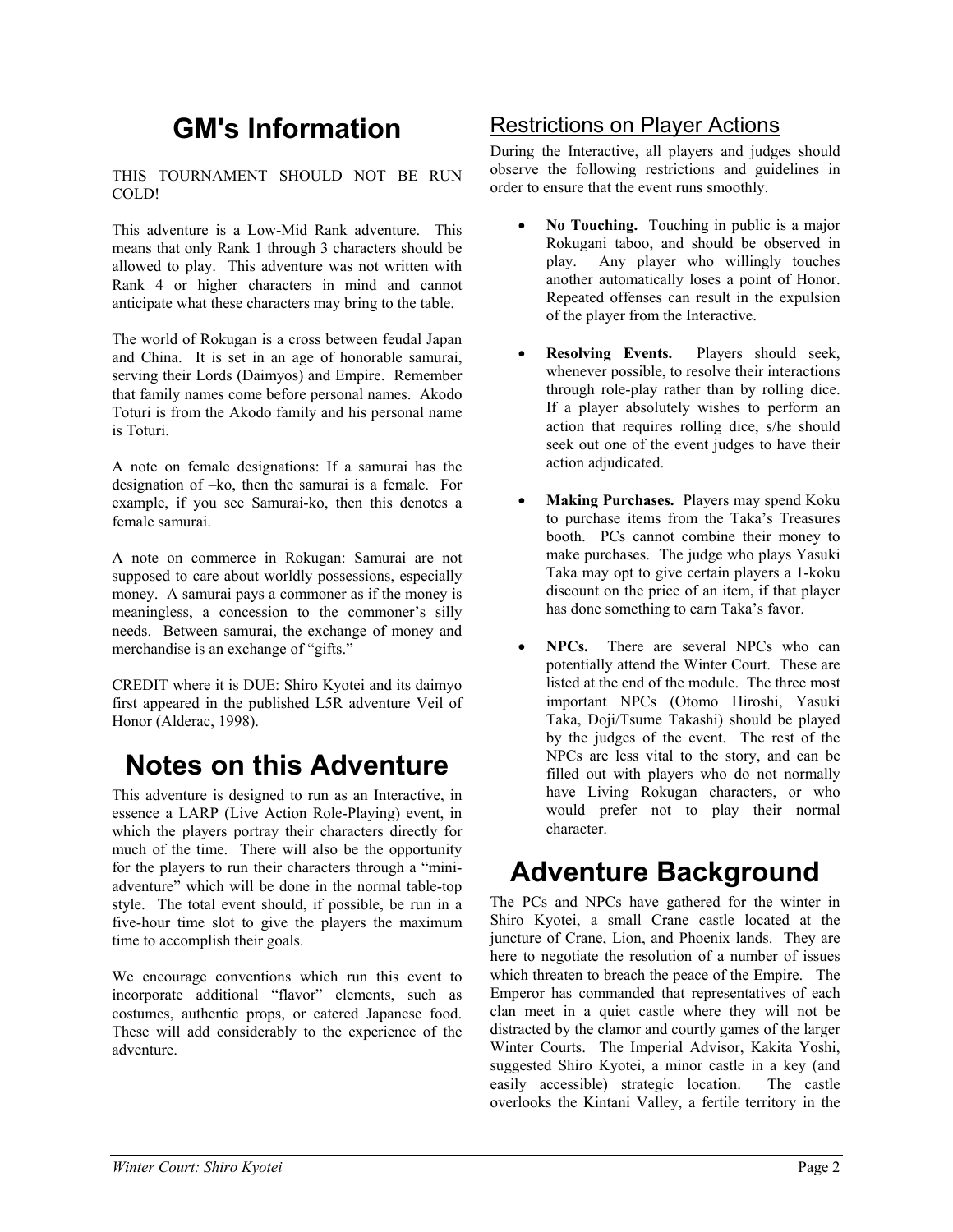# GM's Information

THIS TOURNAMENT SHOULD NOT BE RUN COLD!

This adventure is a Low-Mid Rank adventure. This means that only Rank 1 through 3 characters should be allowed to play. This adventure was not written with Rank 4 or higher characters in mind and cannot anticipate what these characters may bring to the table.

The world of Rokugan is a cross between feudal Japan and China. It is set in an age of honorable samurai, serving their Lords (Daimyos) and Empire. Remember that family names come before personal names. Akodo Toturi is from the Akodo family and his personal name is Toturi.

A note on female designations: If a samurai has the designation of –ko, then the samurai is a female. For example, if you see Samurai-ko, then this denotes a female samurai.

A note on commerce in Rokugan: Samurai are not supposed to care about worldly possessions, especially money. A samurai pays a commoner as if the money is meaningless, a concession to the commoner's silly needs. Between samurai, the exchange of money and merchandise is an exchange of "gifts."

CREDIT where it is DUE: Shiro Kyotei and its daimyo first appeared in the published L5R adventure Veil of Honor (Alderac, 1998).

# Notes on this Adventure

This adventure is designed to run as an Interactive, in essence a LARP (Live Action Role-Playing) event, in which the players portray their characters directly for much of the time. There will also be the opportunity for the players to run their characters through a "mini-adventure" which will be done in the normal table-top style. The total event should, if possible, be run in a five-hour time slot to give the players the maximum time to accomplish their goals.

We encourage conventions which run this event to incorporate additional "flavor" elements, such as costumes, authentic props, or catered Japanese food. These will add considerably to the experience of the adventure.

## Restrictions on Player Actions

During the Interactive, all players and judges should observe the following restrictions and guidelines in order to ensure that the event runs smoothly.

- **No Touching.** Touching in public is a major Rokugani taboo, and should be observed in play. Any player who willingly touches another automatically loses a point of Honor. Repeated offenses can result in the expulsion of the player from the Interactive.

- **Resolving Events.** Players should seek, whenever possible, to resolve their interactions through role-play rather than by rolling dice. If a player absolutely wishes to perform an action that requires rolling dice, s/he should seek out one of the event judges to have their action adjudicated.

- **Making Purchases.** Players may spend Koku to purchase items from the Taka's Treasures booth. PCs cannot combine their money to make purchases. The judge who plays Yasuki Taka may opt to give certain players a 1-koku discount on the price of an item, if that player has done something to earn Taka's favor.

- **NPCs.** There are several NPCs who can potentially attend the Winter Court. These are listed at the end of the module. The three most important NPCs (Otomo Hiroshi, Yasuki Taka, Doji/Tsume Takashi) should be played by the judges of the event. The rest of the NPCs are less vital to the story, and can be filled out with players who do not normally have Living Rokugan characters, or who would prefer not to play their normal character.

# Adventure Background

The PCs and NPCs have gathered for the winter in Shiro Kyotei, a small Crane castle located at the juncture of Crane, Lion, and Phoenix lands. They are here to negotiate the resolution of a number of issues which threaten to breach the peace of the Empire. The Emperor has commanded that representatives of each clan meet in a quiet castle where they will not be distracted by the clamor and courtly games of the larger Winter Courts. The Imperial Advisor, Kakita Yoshi, suggested Shiro Kyotei, a minor castle in a key (and easily accessible) strategic location. The castle overlooks the Kintani Valley, a fertile territory in the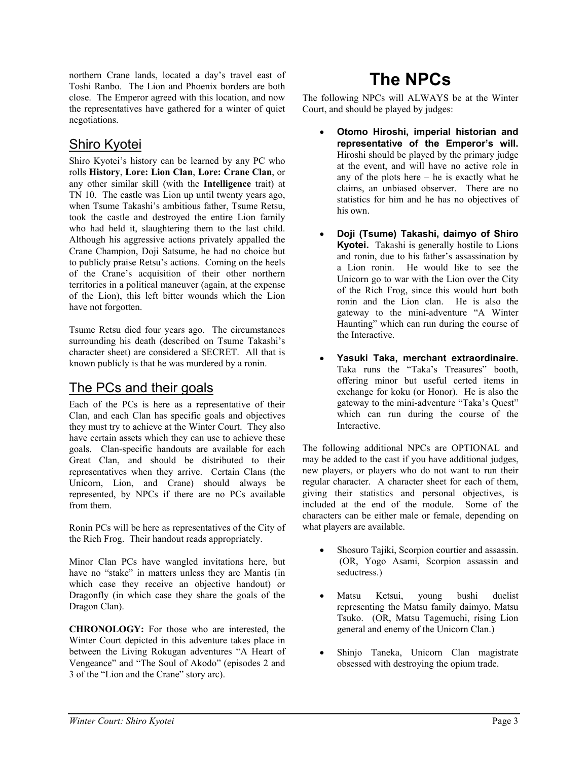northern Crane lands, located a day's travel east of Toshi Ranbo. The Lion and Phoenix borders are both close. The Emperor agreed with this location, and now the representatives have gathered for a winter of quiet negotiations.

## Shiro Kyotei

Shiro Kyotei's history can be learned by any PC who rolls **History**, **Lore: Lion Clan**, **Lore: Crane Clan**, or any other similar skill (with the **Intelligence** trait) at TN 10. The castle was Lion up until twenty years ago, when Tsume Takashi's ambitious father, Tsume Retsu, took the castle and destroyed the entire Lion family who had held it, slaughtering them to the last child. Although his aggressive actions privately appalled the Crane Champion, Doji Satsume, he had no choice but to publicly praise Retsu's actions. Coming on the heels of the Crane's acquisition of their other northern territories in a political maneuver (again, at the expense of the Lion), this left bitter wounds which the Lion have not forgotten.

Tsume Retsu died four years ago. The circumstances surrounding his death (described on Tsume Takashi's character sheet) are considered a SECRET. All that is known publicly is that he was murdered by a ronin.

## The PCs and their goals

Each of the PCs is here as a representative of their Clan, and each Clan has specific goals and objectives they must try to achieve at the Winter Court. They also have certain assets which they can use to achieve these goals. Clan-specific handouts are available for each Great Clan, and should be distributed to their representatives when they arrive. Certain Clans (the Unicorn, Lion, and Crane) should always be represented, by NPCs if there are no PCs available from them.

Ronin PCs will be here as representatives of the City of the Rich Frog. Their handout reads appropriately.

Minor Clan PCs have wangled invitations here, but have no "stake" in matters unless they are Mantis (in which case they receive an objective handout) or Dragonfly (in which case they share the goals of the Dragon Clan).

**CHRONOLOGY:** For those who are interested, the Winter Court depicted in this adventure takes place in between the Living Rokugan adventures "A Heart of Vengeance" and "The Soul of Akodo" (episodes 2 and 3 of the "Lion and the Crane" story arc).

# The NPCs

The following NPCs will ALWAYS be at the Winter Court, and should be played by judges:

- **Otomo Hiroshi, imperial historian and representative of the Emperor's will.** Hiroshi should be played by the primary judge at the event, and will have no active role in any of the plots here – he is exactly what he claims, an unbiased observer. There are no statistics for him and he has no objectives of his own.

- **Doji (Tsume) Takashi, daimyo of Shiro Kyotei.** Takashi is generally hostile to Lions and ronin, due to his father's assassination by a Lion ronin. He would like to see the Unicorn go to war with the Lion over the City of the Rich Frog, since this would hurt both ronin and the Lion clan. He is also the gateway to the mini-adventure "A Winter Haunting" which can run during the course of the Interactive.

- **Yasuki Taka, merchant extraordinaire.** Taka runs the "Taka's Treasures" booth, offering minor but useful certed items in exchange for koku (or Honor). He is also the gateway to the mini-adventure "Taka's Quest" which can run during the course of the Interactive.

The following additional NPCs are OPTIONAL and may be added to the cast if you have additional judges, new players, or players who do not want to run their regular character. A character sheet for each of them, giving their statistics and personal objectives, is included at the end of the module. Some of the characters can be either male or female, depending on what players are available.

- Shosuro Tajiki, Scorpion courtier and assassin. (OR, Yogo Asami, Scorpion assassin and seductress.)

- Matsu Ketsui, young bushi duelist representing the Matsu family daimyo, Matsu Tsuko. (OR, Matsu Tagemuchi, rising Lion general and enemy of the Unicorn Clan.)

- Shinjo Taneka, Unicorn Clan magistrate obsessed with destroying the opium trade.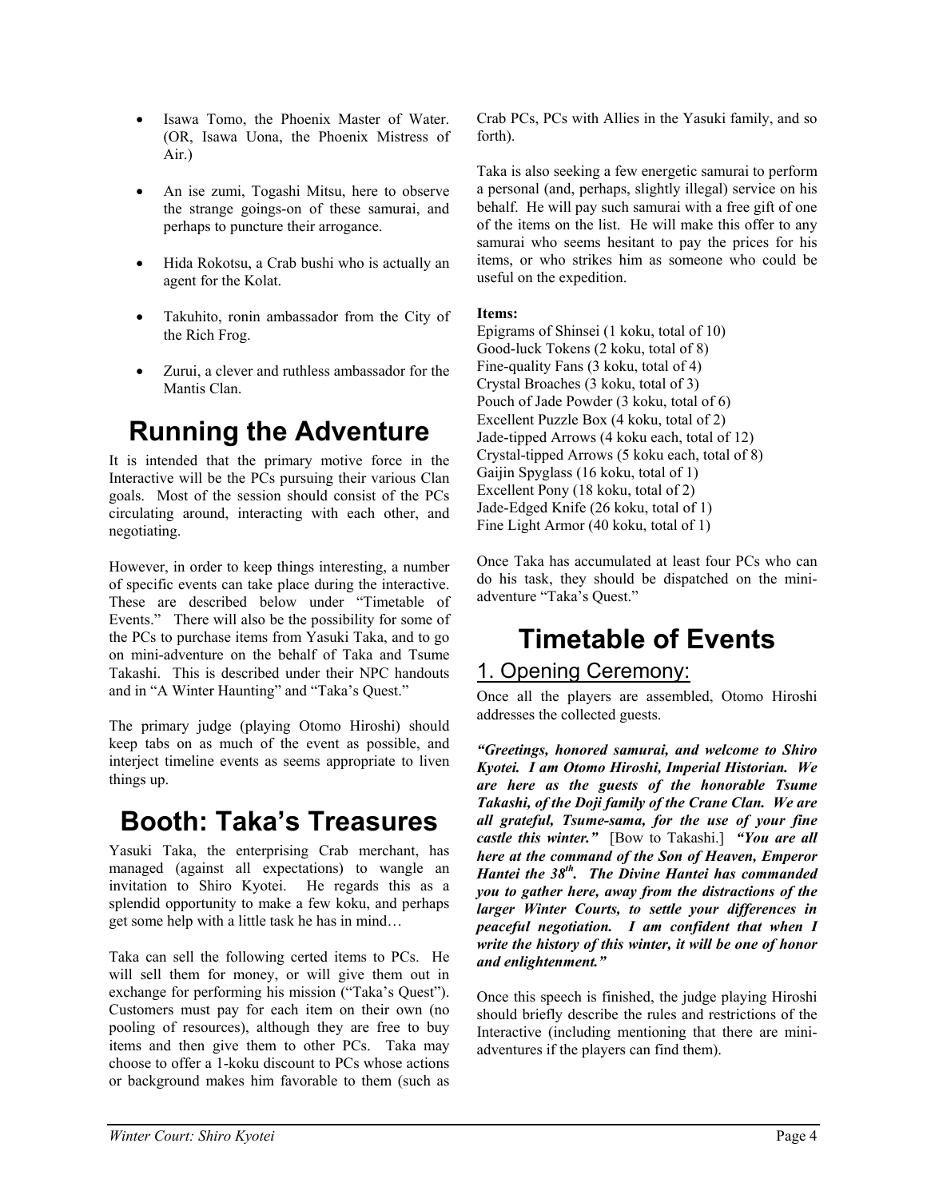- Isawa Tomo, the Phoenix Master of Water. (OR, Isawa Uona, the Phoenix Mistress of Air.)

- An ise zumi, Togashi Mitsu, here to observe the strange goings-on of these samurai, and perhaps to puncture their arrogance.

- Hida Rokotsu, a Crab bushi who is actually an agent for the Kolat.

- Takuhito, ronin ambassador from the City of the Rich Frog.

- Zurui, a clever and ruthless ambassador for the Mantis Clan.

# Running the Adventure

It is intended that the primary motive force in the Interactive will be the PCs pursuing their various Clan goals. Most of the session should consist of the PCs circulating around, interacting with each other, and negotiating.

However, in order to keep things interesting, a number of specific events can take place during the interactive. These are described below under "Timetable of Events." There will also be the possibility for some of the PCs to purchase items from Yasuki Taka, and to go on mini-adventure on the behalf of Taka and Tsume Takashi. This is described under their NPC handouts and in "A Winter Haunting" and "Taka's Quest."

The primary judge (playing Otomo Hiroshi) should keep tabs on as much of the event as possible, and interject timeline events as seems appropriate to liven things up.

# Booth: Taka's Treasures

Yasuki Taka, the enterprising Crab merchant, has managed (against all expectations) to wangle an invitation to Shiro Kyotei. He regards this as a splendid opportunity to make a few koku, and perhaps get some help with a little task he has in mind…

Taka can sell the following certed items to PCs. He will sell them for money, or will give them out in exchange for performing his mission ("Taka's Quest"). Customers must pay for each item on their own (no pooling of resources), although they are free to buy items and then give them to other PCs. Taka may choose to offer a 1-koku discount to PCs whose actions or background makes him favorable to them (such as Crab PCs, PCs with Allies in the Yasuki family, and so forth).

Taka is also seeking a few energetic samurai to perform a personal (and, perhaps, slightly illegal) service on his behalf. He will pay such samurai with a free gift of one of the items on the list. He will make this offer to any samurai who seems hesitant to pay the prices for his items, or who strikes him as someone who could be useful on the expedition.

**Items:**
Epigrams of Shinsei (1 koku, total of 10)
Good-luck Tokens (2 koku, total of 8)
Fine-quality Fans (3 koku, total of 4)
Crystal Broaches (3 koku, total of 3)
Pouch of Jade Powder (3 koku, total of 6)
Excellent Puzzle Box (4 koku, total of 2)
Jade-tipped Arrows (4 koku each, total of 12)
Crystal-tipped Arrows (5 koku each, total of 8)
Gaijin Spyglass (16 koku, total of 1)
Excellent Pony (18 koku, total of 2)
Jade-Edged Knife (26 koku, total of 1)
Fine Light Armor (40 koku, total of 1)

Once Taka has accumulated at least four PCs who can do his task, they should be dispatched on the mini-adventure "Taka's Quest."

# Timetable of Events

## 1. Opening Ceremony:

Once all the players are assembled, Otomo Hiroshi addresses the collected guests.

***"Greetings, honored samurai, and welcome to Shiro Kyotei. I am Otomo Hiroshi, Imperial Historian. We are here as the guests of the honorable Tsume Takashi, of the Doji family of the Crane Clan. We are all grateful, Tsume-sama, for the use of your fine castle this winter."*** [Bow to Takashi.] ***"You are all here at the command of the Son of Heaven, Emperor Hantei the 38th. The Divine Hantei has commanded you to gather here, away from the distractions of the larger Winter Courts, to settle your differences in peaceful negotiation. I am confident that when I write the history of this winter, it will be one of honor and enlightenment."***

Once this speech is finished, the judge playing Hiroshi should briefly describe the rules and restrictions of the Interactive (including mentioning that there are mini-adventures if the players can find them).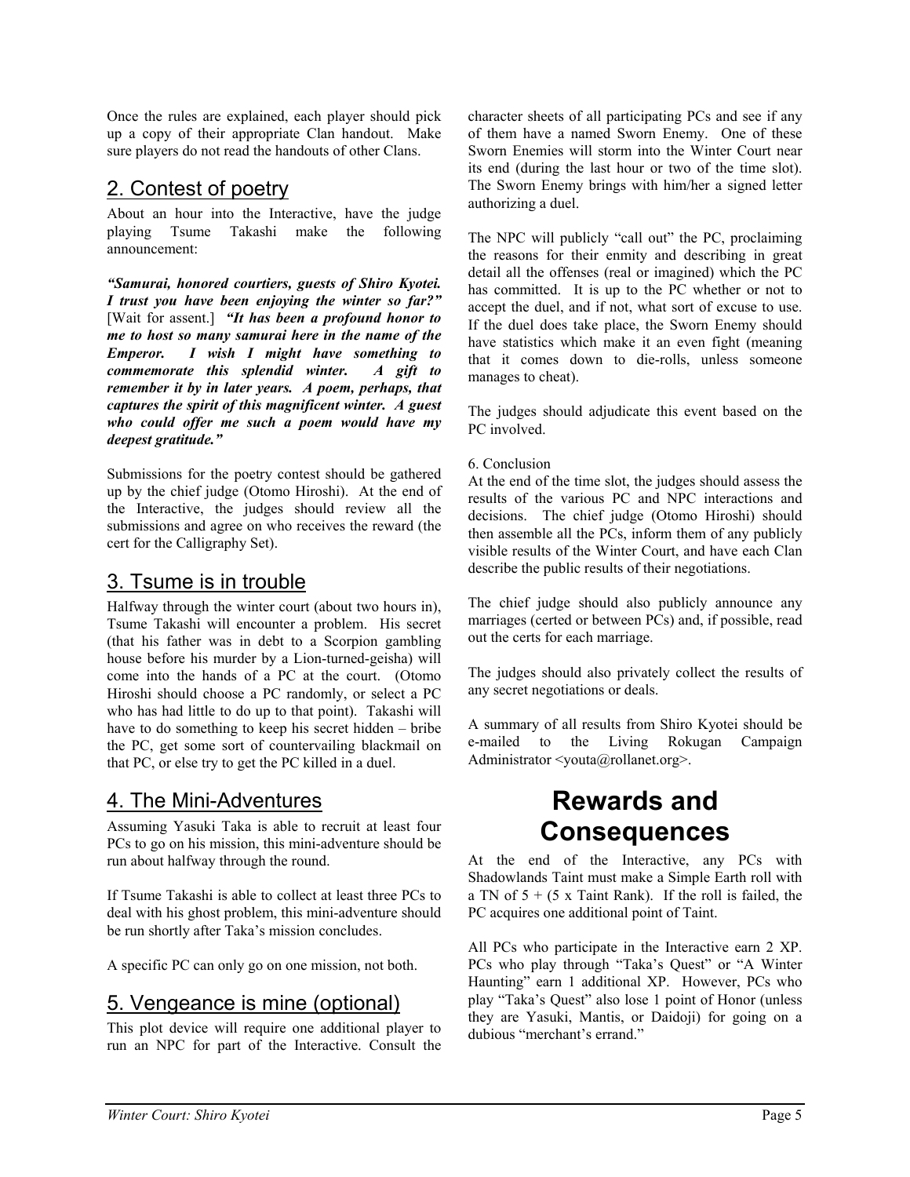Once the rules are explained, each player should pick up a copy of their appropriate Clan handout. Make sure players do not read the handouts of other Clans.

## 2. Contest of poetry

About an hour into the Interactive, have the judge playing Tsume Takashi make the following announcement:

***"Samurai, honored courtiers, guests of Shiro Kyotei. I trust you have been enjoying the winter so far?"*** [Wait for assent.] ***"It has been a profound honor to me to host so many samurai here in the name of the Emperor. I wish I might have something to commemorate this splendid winter. A gift to remember it by in later years. A poem, perhaps, that captures the spirit of this magnificent winter. A guest who could offer me such a poem would have my deepest gratitude."***

Submissions for the poetry contest should be gathered up by the chief judge (Otomo Hiroshi). At the end of the Interactive, the judges should review all the submissions and agree on who receives the reward (the cert for the Calligraphy Set).

## 3. Tsume is in trouble

Halfway through the winter court (about two hours in), Tsume Takashi will encounter a problem. His secret (that his father was in debt to a Scorpion gambling house before his murder by a Lion-turned-geisha) will come into the hands of a PC at the court. (Otomo Hiroshi should choose a PC randomly, or select a PC who has had little to do up to that point). Takashi will have to do something to keep his secret hidden – bribe the PC, get some sort of countervailing blackmail on that PC, or else try to get the PC killed in a duel.

## 4. The Mini-Adventures

Assuming Yasuki Taka is able to recruit at least four PCs to go on his mission, this mini-adventure should be run about halfway through the round.

If Tsume Takashi is able to collect at least three PCs to deal with his ghost problem, this mini-adventure should be run shortly after Taka's mission concludes.

A specific PC can only go on one mission, not both.

## 5. Vengeance is mine (optional)

This plot device will require one additional player to run an NPC for part of the Interactive. Consult the character sheets of all participating PCs and see if any of them have a named Sworn Enemy. One of these Sworn Enemies will storm into the Winter Court near its end (during the last hour or two of the time slot). The Sworn Enemy brings with him/her a signed letter authorizing a duel.

The NPC will publicly "call out" the PC, proclaiming the reasons for their enmity and describing in great detail all the offenses (real or imagined) which the PC has committed. It is up to the PC whether or not to accept the duel, and if not, what sort of excuse to use. If the duel does take place, the Sworn Enemy should have statistics which make it an even fight (meaning that it comes down to die-rolls, unless someone manages to cheat).

The judges should adjudicate this event based on the PC involved.

6. Conclusion

At the end of the time slot, the judges should assess the results of the various PC and NPC interactions and decisions. The chief judge (Otomo Hiroshi) should then assemble all the PCs, inform them of any publicly visible results of the Winter Court, and have each Clan describe the public results of their negotiations.

The chief judge should also publicly announce any marriages (certed or between PCs) and, if possible, read out the certs for each marriage.

The judges should also privately collect the results of any secret negotiations or deals.

A summary of all results from Shiro Kyotei should be e-mailed to the Living Rokugan Campaign Administrator <youta@rollanet.org>.

# Rewards and Consequences

At the end of the Interactive, any PCs with Shadowlands Taint must make a Simple Earth roll with a TN of 5 + (5 x Taint Rank). If the roll is failed, the PC acquires one additional point of Taint.

All PCs who participate in the Interactive earn 2 XP. PCs who play through "Taka's Quest" or "A Winter Haunting" earn 1 additional XP. However, PCs who play "Taka's Quest" also lose 1 point of Honor (unless they are Yasuki, Mantis, or Daidoji) for going on a dubious "merchant's errand."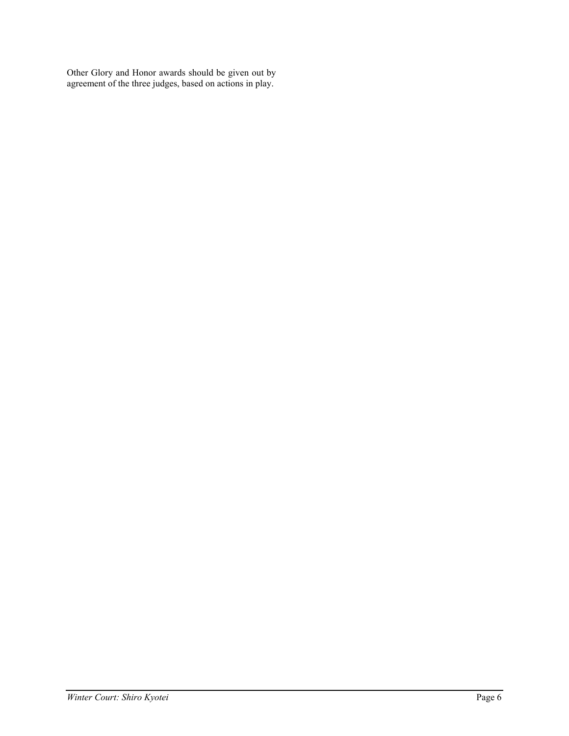Other Glory and Honor awards should be given out by agreement of the three judges, based on actions in play.